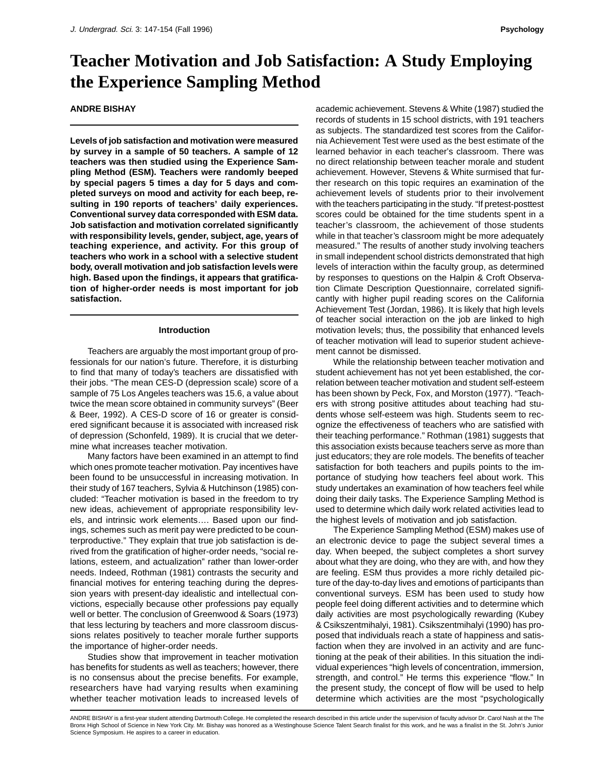# Teacher Motivation and Job Satisfaction: A Study Employing the Experience Sampling Method

**ANDRE BISHAY**

**Levels of job satisfaction and motivation were measured by survey in a sample of 50 teachers. A sample of 12 teachers was then studied using the Experience Sampling Method (ESM). Teachers were randomly beeped by special pagers 5 times a day for 5 days and completed surveys on mood and activity for each beep, resulting in 190 reports of teachers' daily experiences. Conventional survey data corresponded with ESM data. Job satisfaction and motivation correlated significantly with responsibility levels, gender, subject, age, years of teaching experience, and activity. For this group of teachers who work in a school with a selective student body, overall motivation and job satisfaction levels were high. Based upon the findings, it appears that gratification of higher-order needs is most important for job satisfaction.**

## Introduction

Teachers are arguably the most important group of professionals for our nation's future. Therefore, it is disturbing to find that many of today's teachers are dissatisfied with their jobs. "The mean CES-D (depression scale) score of a sample of 75 Los Angeles teachers was 15.6, a value about twice the mean score obtained in community surveys" (Beer & Beer, 1992). A CES-D score of 16 or greater is considered significant because it is associated with increased risk of depression (Schonfeld, 1989). It is crucial that we determine what increases teacher motivation.

Many factors have been examined in an attempt to find which ones promote teacher motivation. Pay incentives have been found to be unsuccessful in increasing motivation. In their study of 167 teachers, Sylvia & Hutchinson (1985) concluded: "Teacher motivation is based in the freedom to try new ideas, achievement of appropriate responsibility levels, and intrinsic work elements…. Based upon our findings, schemes such as merit pay were predicted to be counterproductive." They explain that true job satisfaction is derived from the gratification of higher-order needs, "social relations, esteem, and actualization" rather than lower-order needs. Indeed, Rothman (1981) contrasts the security and financial motives for entering teaching during the depression years with present-day idealistic and intellectual convictions, especially because other professions pay equally well or better. The conclusion of Greenwood & Soars (1973) that less lecturing by teachers and more classroom discussions relates positively to teacher morale further supports the importance of higher-order needs.

Studies show that improvement in teacher motivation has benefits for students as well as teachers; however, there is no consensus about the precise benefits. For example, researchers have had varying results when examining whether teacher motivation leads to increased levels of academic achievement. Stevens & White (1987) studied the records of students in 15 school districts, with 191 teachers as subjects. The standardized test scores from the California Achievement Test were used as the best estimate of the learned behavior in each teacher's classroom. There was no direct relationship between teacher morale and student achievement. However, Stevens & White surmised that further research on this topic requires an examination of the achievement levels of students prior to their involvement with the teachers participating in the study. "If pretest-posttest scores could be obtained for the time students spent in a teacher's classroom, the achievement of those students while in that teacher's classroom might be more adequately measured." The results of another study involving teachers in small independent school districts demonstrated that high levels of interaction within the faculty group, as determined by responses to questions on the Halpin & Croft Observation Climate Description Questionnaire, correlated significantly with higher pupil reading scores on the California Achievement Test (Jordan, 1986). It is likely that high levels of teacher social interaction on the job are linked to high motivation levels; thus, the possibility that enhanced levels of teacher motivation will lead to superior student achievement cannot be dismissed.

While the relationship between teacher motivation and student achievement has not yet been established, the correlation between teacher motivation and student self-esteem has been shown by Peck, Fox, and Morston (1977). "Teachers with strong positive attitudes about teaching had students whose self-esteem was high. Students seem to recognize the effectiveness of teachers who are satisfied with their teaching performance." Rothman (1981) suggests that this association exists because teachers serve as more than just educators; they are role models. The benefits of teacher satisfaction for both teachers and pupils points to the importance of studying how teachers feel about work. This study undertakes an examination of how teachers feel while doing their daily tasks. The Experience Sampling Method is used to determine which daily work related activities lead to the highest levels of motivation and job satisfaction.

The Experience Sampling Method (ESM) makes use of an electronic device to page the subject several times a day. When beeped, the subject completes a short survey about what they are doing, who they are with, and how they are feeling. ESM thus provides a more richly detailed picture of the day-to-day lives and emotions of participants than conventional surveys. ESM has been used to study how people feel doing different activities and to determine which daily activities are most psychologically rewarding (Kubey & Csikszentmihalyi, 1981). Csikszentmihalyi (1990) has proposed that individuals reach a state of happiness and satisfaction when they are involved in an activity and are functioning at the peak of their abilities. In this situation the individual experiences "high levels of concentration, immersion, strength, and control." He terms this experience "flow." In the present study, the concept of flow will be used to help determine which activities are the most "psychologically

ANDRE BISHAY is a first-year student attending Dartmouth College. He completed the research described in this article under the supervision of faculty advisor Dr. Carol Nash at the The Bronx High School of Science in New York City. Mr. Bishay was honored as a Westinghouse Science Talent Search finalist for this work, and he was a finalist in the St. John's Junior Science Symposium. He aspires to a career in education.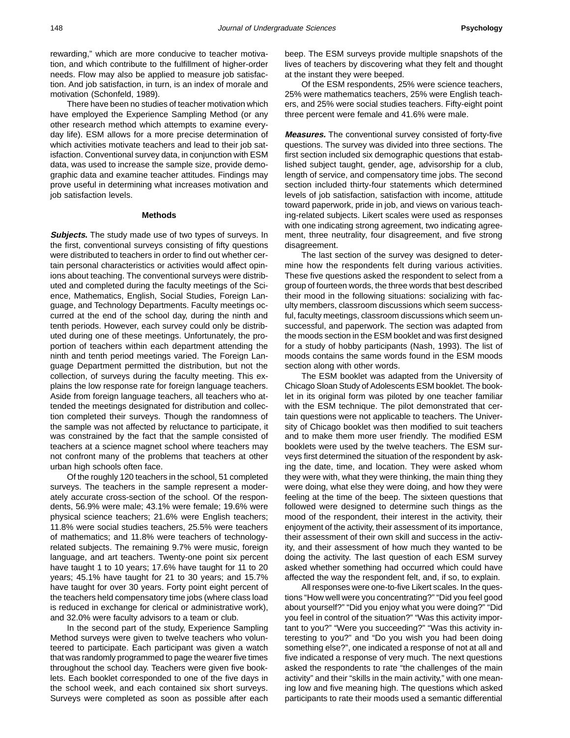rewarding," which are more conducive to teacher motivation, and which contribute to the fulfillment of higher-order needs. Flow may also be applied to measure job satisfaction. And job satisfaction, in turn, is an index of morale and motivation (Schonfeld, 1989).

There have been no studies of teacher motivation which have employed the Experience Sampling Method (or any other research method which attempts to examine everyday life). ESM allows for a more precise determination of which activities motivate teachers and lead to their job satisfaction. Conventional survey data, in conjunction with ESM data, was used to increase the sample size, provide demographic data and examine teacher attitudes. Findings may prove useful in determining what increases motivation and job satisfaction levels.

## Methods

***Subjects.*** The study made use of two types of surveys. In the first, conventional surveys consisting of fifty questions were distributed to teachers in order to find out whether certain personal characteristics or activities would affect opinions about teaching. The conventional surveys were distributed and completed during the faculty meetings of the Science, Mathematics, English, Social Studies, Foreign Language, and Technology Departments. Faculty meetings occurred at the end of the school day, during the ninth and tenth periods. However, each survey could only be distributed during one of these meetings. Unfortunately, the proportion of teachers within each department attending the ninth and tenth period meetings varied. The Foreign Language Department permitted the distribution, but not the collection, of surveys during the faculty meeting. This explains the low response rate for foreign language teachers. Aside from foreign language teachers, all teachers who attended the meetings designated for distribution and collection completed their surveys. Though the randomness of the sample was not affected by reluctance to participate, it was constrained by the fact that the sample consisted of teachers at a science magnet school where teachers may not confront many of the problems that teachers at other urban high schools often face.

Of the roughly 120 teachers in the school, 51 completed surveys. The teachers in the sample represent a moderately accurate cross-section of the school. Of the respondents, 56.9% were male; 43.1% were female; 19.6% were physical science teachers; 21.6% were English teachers; 11.8% were social studies teachers, 25.5% were teachers of mathematics; and 11.8% were teachers of technology-related subjects. The remaining 9.7% were music, foreign language, and art teachers. Twenty-one point six percent have taught 1 to 10 years; 17.6% have taught for 11 to 20 years; 45.1% have taught for 21 to 30 years; and 15.7% have taught for over 30 years. Forty point eight percent of the teachers held compensatory time jobs (where class load is reduced in exchange for clerical or administrative work), and 32.0% were faculty advisors to a team or club.

In the second part of the study, Experience Sampling Method surveys were given to twelve teachers who volunteered to participate. Each participant was given a watch that was randomly programmed to page the wearer five times throughout the school day. Teachers were given five booklets. Each booklet corresponded to one of the five days in the school week, and each contained six short surveys. Surveys were completed as soon as possible after each beep. The ESM surveys provide multiple snapshots of the lives of teachers by discovering what they felt and thought at the instant they were beeped.

Of the ESM respondents, 25% were science teachers, 25% were mathematics teachers, 25% were English teachers, and 25% were social studies teachers. Fifty-eight point three percent were female and 41.6% were male.

***Measures.*** The conventional survey consisted of forty-five questions. The survey was divided into three sections. The first section included six demographic questions that established subject taught, gender, age, advisorship for a club, length of service, and compensatory time jobs. The second section included thirty-four statements which determined levels of job satisfaction, satisfaction with income, attitude toward paperwork, pride in job, and views on various teaching-related subjects. Likert scales were used as responses with one indicating strong agreement, two indicating agreement, three neutrality, four disagreement, and five strong disagreement.

The last section of the survey was designed to determine how the respondents felt during various activities. These five questions asked the respondent to select from a group of fourteen words, the three words that best described their mood in the following situations: socializing with faculty members, classroom discussions which seem successful, faculty meetings, classroom discussions which seem unsuccessful, and paperwork. The section was adapted from the moods section in the ESM booklet and was first designed for a study of hobby participants (Nash, 1993). The list of moods contains the same words found in the ESM moods section along with other words.

The ESM booklet was adapted from the University of Chicago Sloan Study of Adolescents ESM booklet. The booklet in its original form was piloted by one teacher familiar with the ESM technique. The pilot demonstrated that certain questions were not applicable to teachers. The University of Chicago booklet was then modified to suit teachers and to make them more user friendly. The modified ESM booklets were used by the twelve teachers. The ESM surveys first determined the situation of the respondent by asking the date, time, and location. They were asked whom they were with, what they were thinking, the main thing they were doing, what else they were doing, and how they were feeling at the time of the beep. The sixteen questions that followed were designed to determine such things as the mood of the respondent, their interest in the activity, their enjoyment of the activity, their assessment of its importance, their assessment of their own skill and success in the activity, and their assessment of how much they wanted to be doing the activity. The last question of each ESM survey asked whether something had occurred which could have affected the way the respondent felt, and, if so, to explain.

All responses were one-to-five Likert scales. In the questions "How well were you concentrating?" "Did you feel good about yourself?" "Did you enjoy what you were doing?" "Did you feel in control of the situation?" "Was this activity important to you?" "Were you succeeding?" "Was this activity interesting to you?" and "Do you wish you had been doing something else?", one indicated a response of not at all and five indicated a response of very much. The next questions asked the respondents to rate "the challenges of the main activity" and their "skills in the main activity," with one meaning low and five meaning high. The questions which asked participants to rate their moods used a semantic differential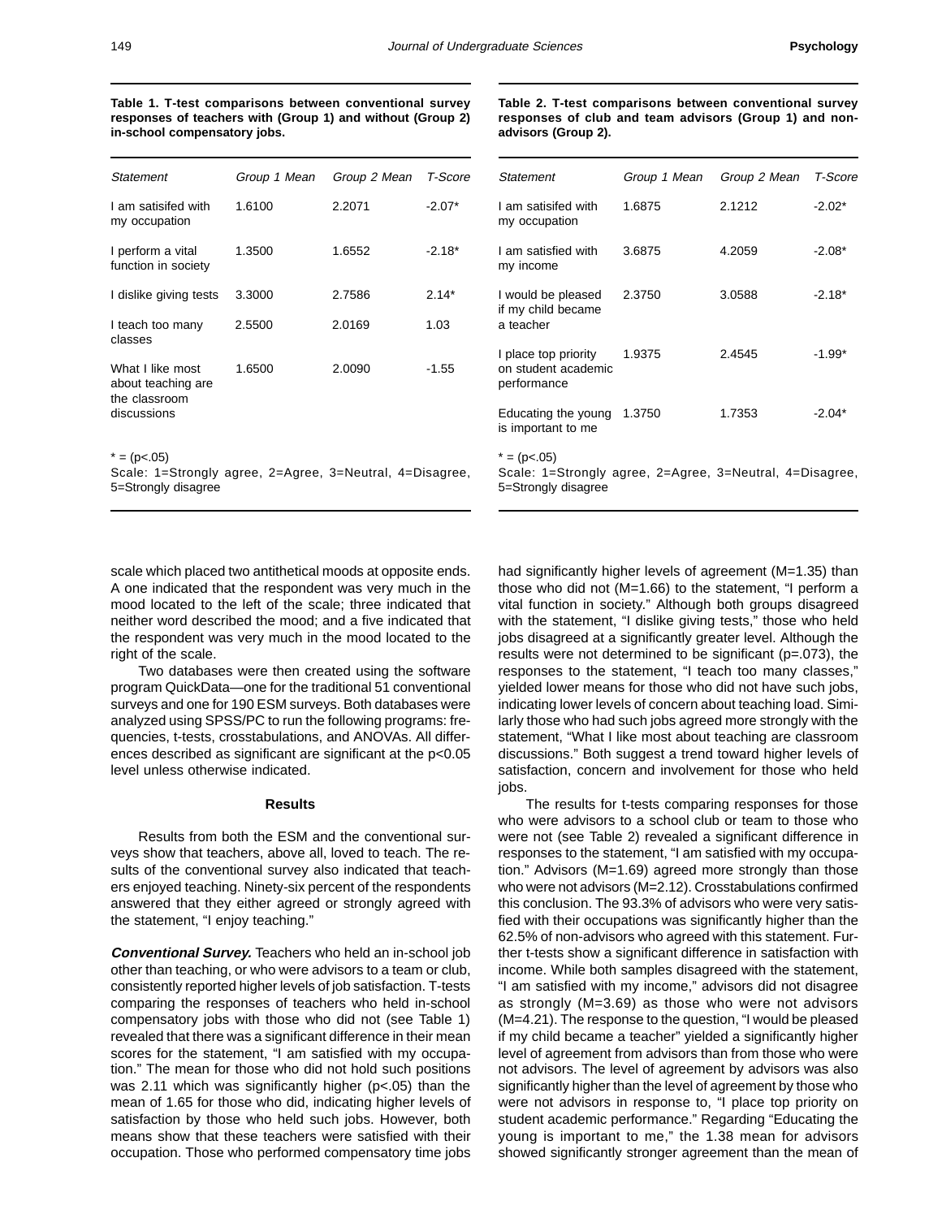**Table 1. T-test comparisons between conventional survey responses of teachers with (Group 1) and without (Group 2) in-school compensatory jobs.**

| *Statement* | *Group 1 Mean* | *Group 2 Mean* | *T-Score* |
|---|---|---|---|
| I am satisifed with my occupation | 1.6100 | 2.2071 | -2.07* |
| I perform a vital function in society | 1.3500 | 1.6552 | -2.18* |
| I dislike giving tests | 3.3000 | 2.7586 | 2.14* |
| I teach too many classes | 2.5500 | 2.0169 | 1.03 |
| What I like most about teaching are the classroom discussions | 1.6500 | 2.0090 | -1.55 |

* = (p<.05)
Scale: 1=Strongly agree, 2=Agree, 3=Neutral, 4=Disagree, 5=Strongly disagree

**Table 2. T-test comparisons between conventional survey responses of club and team advisors (Group 1) and non-advisors (Group 2).**

| *Statement* | *Group 1 Mean* | *Group 2 Mean* | *T-Score* |
|---|---|---|---|
| I am satisifed with my occupation | 1.6875 | 2.1212 | -2.02* |
| I am satisfied with my income | 3.6875 | 4.2059 | -2.08* |
| I would be pleased if my child became a teacher | 2.3750 | 3.0588 | -2.18* |
| I place top priority on student academic performance | 1.9375 | 2.4545 | -1.99* |
| Educating the young is important to me | 1.3750 | 1.7353 | -2.04* |

* = (p<.05)
Scale: 1=Strongly agree, 2=Agree, 3=Neutral, 4=Disagree, 5=Strongly disagree

scale which placed two antithetical moods at opposite ends. A one indicated that the respondent was very much in the mood located to the left of the scale; three indicated that neither word described the mood; and a five indicated that the respondent was very much in the mood located to the right of the scale.

Two databases were then created using the software program QuickData—one for the traditional 51 conventional surveys and one for 190 ESM surveys. Both databases were analyzed using SPSS/PC to run the following programs: frequencies, t-tests, crosstabulations, and ANOVAs. All differences described as significant are significant at the $p<0.05$ level unless otherwise indicated.

## Results

Results from both the ESM and the conventional surveys show that teachers, above all, loved to teach. The results of the conventional survey also indicated that teachers enjoyed teaching. Ninety-six percent of the respondents answered that they either agreed or strongly agreed with the statement, "I enjoy teaching."

***Conventional Survey.*** Teachers who held an in-school job other than teaching, or who were advisors to a team or club, consistently reported higher levels of job satisfaction. T-tests comparing the responses of teachers who held in-school compensatory jobs with those who did not (see Table 1) revealed that there was a significant difference in their mean scores for the statement, "I am satisfied with my occupation." The mean for those who did not hold such positions was 2.11 which was significantly higher ($p<.05$) than the mean of 1.65 for those who did, indicating higher levels of satisfaction by those who held such jobs. However, both means show that these teachers were satisfied with their occupation. Those who performed compensatory time jobs had significantly higher levels of agreement (M=1.35) than those who did not (M=1.66) to the statement, "I perform a vital function in society." Although both groups disagreed with the statement, "I dislike giving tests," those who held jobs disagreed at a significantly greater level. Although the results were not determined to be significant ($p=.073$), the responses to the statement, "I teach too many classes," yielded lower means for those who did not have such jobs, indicating lower levels of concern about teaching load. Similarly those who had such jobs agreed more strongly with the statement, "What I like most about teaching are classroom discussions." Both suggest a trend toward higher levels of satisfaction, concern and involvement for those who held jobs.

The results for t-tests comparing responses for those who were advisors to a school club or team to those who were not (see Table 2) revealed a significant difference in responses to the statement, "I am satisfied with my occupation." Advisors (M=1.69) agreed more strongly than those who were not advisors (M=2.12). Crosstabulations confirmed this conclusion. The 93.3% of advisors who were very satisfied with their occupations was significantly higher than the 62.5% of non-advisors who agreed with this statement. Further t-tests show a significant difference in satisfaction with income. While both samples disagreed with the statement, "I am satisfied with my income," advisors did not disagree as strongly (M=3.69) as those who were not advisors (M=4.21). The response to the question, "I would be pleased if my child became a teacher" yielded a significantly higher level of agreement from advisors than from those who were not advisors. The level of agreement by advisors was also significantly higher than the level of agreement by those who were not advisors in response to, "I place top priority on student academic performance." Regarding "Educating the young is important to me," the 1.38 mean for advisors showed significantly stronger agreement than the mean of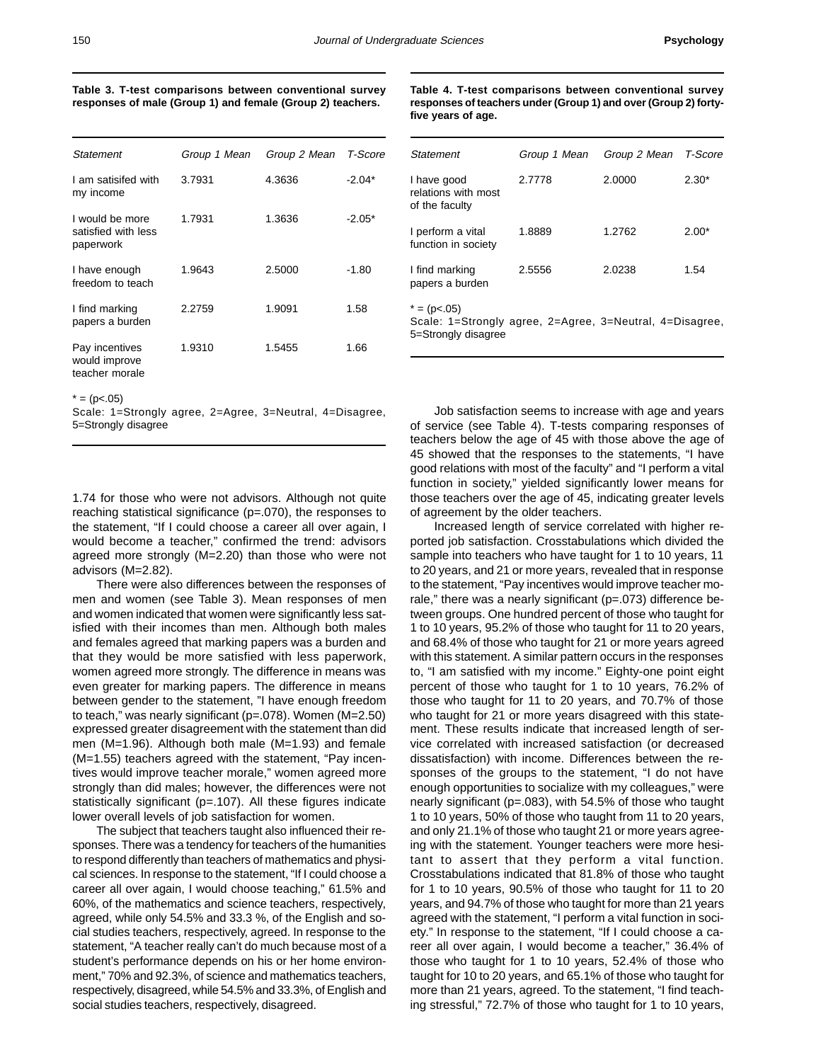**Table 3. T-test comparisons between conventional survey responses of male (Group 1) and female (Group 2) teachers.**

| *Statement* | *Group 1 Mean* | *Group 2 Mean* | *T-Score* |
|---|---|---|---|
| I am satisifed with my income | 3.7931 | 4.3636 | -2.04* |
| I would be more satisfied with less paperwork | 1.7931 | 1.3636 | -2.05* |
| I have enough freedom to teach | 1.9643 | 2.5000 | -1.80 |
| I find marking papers a burden | 2.2759 | 1.9091 | 1.58 |
| Pay incentives would improve teacher morale | 1.9310 | 1.5455 | 1.66 |

* = (p<.05)
Scale: 1=Strongly agree, 2=Agree, 3=Neutral, 4=Disagree, 5=Strongly disagree

**Table 4. T-test comparisons between conventional survey responses of teachers under (Group 1) and over (Group 2) forty-five years of age.**

| *Statement* | *Group 1 Mean* | *Group 2 Mean* | *T-Score* |
|---|---|---|---|
| I have good relations with most of the faculty | 2.7778 | 2.0000 | 2.30* |
| I perform a vital function in society | 1.8889 | 1.2762 | 2.00* |
| I find marking papers a burden | 2.5556 | 2.0238 | 1.54 |

* = (p<.05)
Scale: 1=Strongly agree, 2=Agree, 3=Neutral, 4=Disagree, 5=Strongly disagree

1.74 for those who were not advisors. Although not quite reaching statistical significance (p=.070), the responses to the statement, "If I could choose a career all over again, I would become a teacher," confirmed the trend: advisors agreed more strongly (M=2.20) than those who were not advisors (M=2.82).

There were also differences between the responses of men and women (see Table 3). Mean responses of men and women indicated that women were significantly less satisfied with their incomes than men. Although both males and females agreed that marking papers was a burden and that they would be more satisfied with less paperwork, women agreed more strongly. The difference in means was even greater for marking papers. The difference in means between gender to the statement, "I have enough freedom to teach," was nearly significant (p=.078). Women (M=2.50) expressed greater disagreement with the statement than did men (M=1.96). Although both male (M=1.93) and female (M=1.55) teachers agreed with the statement, "Pay incentives would improve teacher morale," women agreed more strongly than did males; however, the differences were not statistically significant (p=.107). All these figures indicate lower overall levels of job satisfaction for women.

The subject that teachers taught also influenced their responses. There was a tendency for teachers of the humanities to respond differently than teachers of mathematics and physical sciences. In response to the statement, "If I could choose a career all over again, I would choose teaching," 61.5% and 60%, of the mathematics and science teachers, respectively, agreed, while only 54.5% and 33.3 %, of the English and social studies teachers, respectively, agreed. In response to the statement, "A teacher really can't do much because most of a student's performance depends on his or her home environment," 70% and 92.3%, of science and mathematics teachers, respectively, disagreed, while 54.5% and 33.3%, of English and social studies teachers, respectively, disagreed.

Job satisfaction seems to increase with age and years of service (see Table 4). T-tests comparing responses of teachers below the age of 45 with those above the age of 45 showed that the responses to the statements, "I have good relations with most of the faculty" and "I perform a vital function in society," yielded significantly lower means for those teachers over the age of 45, indicating greater levels of agreement by the older teachers.

Increased length of service correlated with higher reported job satisfaction. Crosstabulations which divided the sample into teachers who have taught for 1 to 10 years, 11 to 20 years, and 21 or more years, revealed that in response to the statement, "Pay incentives would improve teacher morale," there was a nearly significant (p=.073) difference between groups. One hundred percent of those who taught for 1 to 10 years, 95.2% of those who taught for 11 to 20 years, and 68.4% of those who taught for 21 or more years agreed with this statement. A similar pattern occurs in the responses to, "I am satisfied with my income." Eighty-one point eight percent of those who taught for 1 to 10 years, 76.2% of those who taught for 11 to 20 years, and 70.7% of those who taught for 21 or more years disagreed with this statement. These results indicate that increased length of service correlated with increased satisfaction (or decreased dissatisfaction) with income. Differences between the responses of the groups to the statement, "I do not have enough opportunities to socialize with my colleagues," were nearly significant (p=.083), with 54.5% of those who taught 1 to 10 years, 50% of those who taught from 11 to 20 years, and only 21.1% of those who taught 21 or more years agreeing with the statement. Younger teachers were more hesitant to assert that they perform a vital function. Crosstabulations indicated that 81.8% of those who taught for 1 to 10 years, 90.5% of those who taught for 11 to 20 years, and 94.7% of those who taught for more than 21 years agreed with the statement, "I perform a vital function in society." In response to the statement, "If I could choose a career all over again, I would become a teacher," 36.4% of those who taught for 1 to 10 years, 52.4% of those who taught for 10 to 20 years, and 65.1% of those who taught for more than 21 years, agreed. To the statement, "I find teaching stressful," 72.7% of those who taught for 1 to 10 years,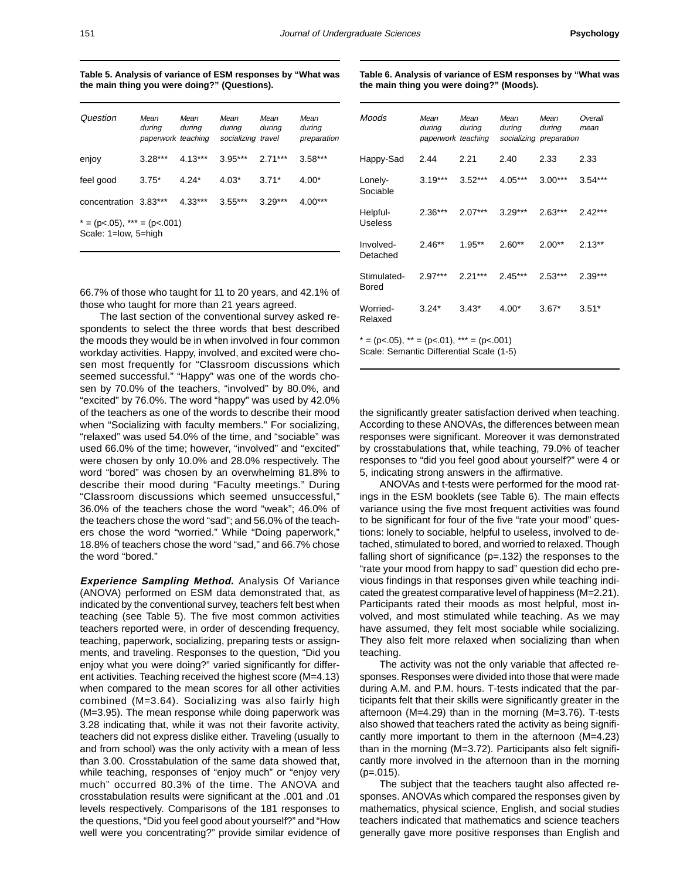**Table 5. Analysis of variance of ESM responses by "What was the main thing you were doing?" (Questions).**

| Question | Mean during paperwork | Mean during teaching | Mean during socializing | Mean during travel | Mean during preparation |
|---|---|---|---|---|---|
| enjoy | 3.28*** | 4.13*** | 3.95*** | 2.71*** | 3.58*** |
| feel good | 3.75* | 4.24* | 4.03* | 3.71* | 4.00* |
| concentration | 3.83*** | 4.33*** | 3.55*** | 3.29*** | 4.00*** |

* = (p<.05), *** = (p<.001)
Scale: 1=low, 5=high

66.7% of those who taught for 11 to 20 years, and 42.1% of those who taught for more than 21 years agreed.

The last section of the conventional survey asked respondents to select the three words that best described the moods they would be in when involved in four common workday activities. Happy, involved, and excited were chosen most frequently for "Classroom discussions which seemed successful." "Happy" was one of the words chosen by 70.0% of the teachers, "involved" by 80.0%, and "excited" by 76.0%. The word "happy" was used by 42.0% of the teachers as one of the words to describe their mood when "Socializing with faculty members." For socializing, "relaxed" was used 54.0% of the time, and "sociable" was used 66.0% of the time; however, "involved" and "excited" were chosen by only 10.0% and 28.0% respectively. The word "bored" was chosen by an overwhelming 81.8% to describe their mood during "Faculty meetings." During "Classroom discussions which seemed unsuccessful," 36.0% of the teachers chose the word "weak"; 46.0% of the teachers chose the word "sad"; and 56.0% of the teachers chose the word "worried." While "Doing paperwork," 18.8% of teachers chose the word "sad," and 66.7% chose the word "bored."

***Experience Sampling Method.*** Analysis Of Variance (ANOVA) performed on ESM data demonstrated that, as indicated by the conventional survey, teachers felt best when teaching (see Table 5). The five most common activities teachers reported were, in order of descending frequency, teaching, paperwork, socializing, preparing tests or assignments, and traveling. Responses to the question, "Did you enjoy what you were doing?" varied significantly for different activities. Teaching received the highest score (M=4.13) when compared to the mean scores for all other activities combined (M=3.64). Socializing was also fairly high (M=3.95). The mean response while doing paperwork was 3.28 indicating that, while it was not their favorite activity, teachers did not express dislike either. Traveling (usually to and from school) was the only activity with a mean of less than 3.00. Crosstabulation of the same data showed that, while teaching, responses of "enjoy much" or "enjoy very much" occurred 80.3% of the time. The ANOVA and crosstabulation results were significant at the .001 and .01 levels respectively. Comparisons of the 181 responses to the questions, "Did you feel good about yourself?" and "How well were you concentrating?" provide similar evidence of the significantly greater satisfaction derived when teaching. According to these ANOVAs, the differences between mean responses were significant. Moreover it was demonstrated by crosstabulations that, while teaching, 79.0% of teacher responses to "did you feel good about yourself?" were 4 or 5, indicating strong answers in the affirmative.

**Table 6. Analysis of variance of ESM responses by "What was the main thing you were doing?" (Moods).**

| Moods | Mean during paperwork | Mean during teaching | Mean during socializing | Mean during preparation | Overall mean |
|---|---|---|---|---|---|
| Happy-Sad | 2.44 | 2.21 | 2.40 | 2.33 | 2.33 |
| Lonely-Sociable | 3.19*** | 3.52*** | 4.05*** | 3.00*** | 3.54*** |
| Helpful-Useless | 2.36*** | 2.07*** | 3.29*** | 2.63*** | 2.42*** |
| Involved-Detached | 2.46** | 1.95** | 2.60** | 2.00** | 2.13** |
| Stimulated-Bored | 2.97*** | 2.21*** | 2.45*** | 2.53*** | 2.39*** |
| Worried-Relaxed | 3.24* | 3.43* | 4.00* | 3.67* | 3.51* |

* = (p<.05), ** = (p<.01), *** = (p<.001)
Scale: Semantic Differential Scale (1-5)

ANOVAs and t-tests were performed for the mood ratings in the ESM booklets (see Table 6). The main effects variance using the five most frequent activities was found to be significant for four of the five "rate your mood" questions: lonely to sociable, helpful to useless, involved to detached, stimulated to bored, and worried to relaxed. Though falling short of significance (p=.132) the responses to the "rate your mood from happy to sad" question did echo previous findings in that responses given while teaching indicated the greatest comparative level of happiness (M=2.21). Participants rated their moods as most helpful, most involved, and most stimulated while teaching. As we may have assumed, they felt most sociable while socializing. They also felt more relaxed when socializing than when teaching.

The activity was not the only variable that affected responses. Responses were divided into those that were made during A.M. and P.M. hours. T-tests indicated that the participants felt that their skills were significantly greater in the afternoon (M=4.29) than in the morning (M=3.76). T-tests also showed that teachers rated the activity as being significantly more important to them in the afternoon (M=4.23) than in the morning (M=3.72). Participants also felt significantly more involved in the afternoon than in the morning (p=.015).

The subject that the teachers taught also affected responses. ANOVAs which compared the responses given by mathematics, physical science, English, and social studies teachers indicated that mathematics and science teachers generally gave more positive responses than English and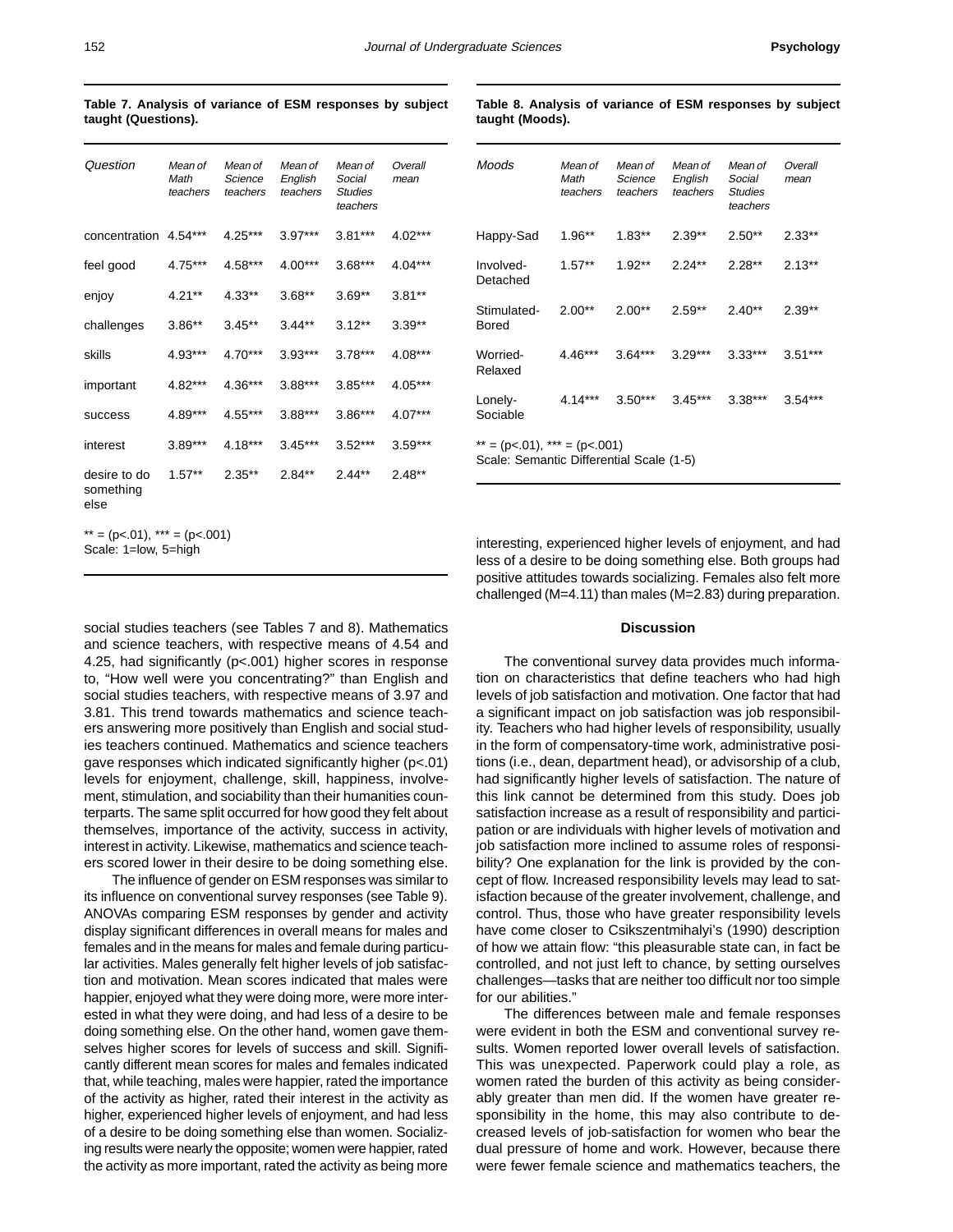**Table 7. Analysis of variance of ESM responses by subject taught (Questions).**

| *Question* | *Mean of Math teachers* | *Mean of Science teachers* | *Mean of English teachers* | *Mean of Social Studies teachers* | *Overall mean* |
|---|---|---|---|---|---|
| concentration | 4.54*** | 4.25*** | 3.97*** | 3.81*** | 4.02*** |
| feel good | 4.75*** | 4.58*** | 4.00*** | 3.68*** | 4.04*** |
| enjoy | 4.21** | 4.33** | 3.68** | 3.69** | 3.81** |
| challenges | 3.86** | 3.45** | 3.44** | 3.12** | 3.39** |
| skills | 4.93*** | 4.70*** | 3.93*** | 3.78*** | 4.08*** |
| important | 4.82*** | 4.36*** | 3.88*** | 3.85*** | 4.05*** |
| success | 4.89*** | 4.55*** | 3.88*** | 3.86*** | 4.07*** |
| interest | 3.89*** | 4.18*** | 3.45*** | 3.52*** | 3.59*** |
| desire to do something else | 1.57** | 2.35** | 2.84** | 2.44** | 2.48** |

** = ($p<.01$), *** = ($p<.001$)
Scale: 1=low, 5=high

**Table 8. Analysis of variance of ESM responses by subject taught (Moods).**

| *Moods* | *Mean of Math teachers* | *Mean of Science teachers* | *Mean of English teachers* | *Mean of Social Studies teachers* | *Overall mean* |
|---|---|---|---|---|---|
| Happy-Sad | 1.96** | 1.83** | 2.39** | 2.50** | 2.33** |
| Involved-Detached | 1.57** | 1.92** | 2.24** | 2.28** | 2.13** |
| Stimulated-Bored | 2.00** | 2.00** | 2.59** | 2.40** | 2.39** |
| Worried-Relaxed | 4.46*** | 3.64*** | 3.29*** | 3.33*** | 3.51*** |
| Lonely-Sociable | 4.14*** | 3.50*** | 3.45*** | 3.38*** | 3.54*** |

** = ($p<.01$), *** = ($p<.001$)
Scale: Semantic Differential Scale (1-5)

social studies teachers (see Tables 7 and 8). Mathematics and science teachers, with respective means of 4.54 and 4.25, had significantly ($p<.001$) higher scores in response to, "How well were you concentrating?" than English and social studies teachers, with respective means of 3.97 and 3.81. This trend towards mathematics and science teachers answering more positively than English and social studies teachers continued. Mathematics and science teachers gave responses which indicated significantly higher ($p<.01$) levels for enjoyment, challenge, skill, happiness, involvement, stimulation, and sociability than their humanities counterparts. The same split occurred for how good they felt about themselves, importance of the activity, success in activity, interest in activity. Likewise, mathematics and science teachers scored lower in their desire to be doing something else.

The influence of gender on ESM responses was similar to its influence on conventional survey responses (see Table 9). ANOVAs comparing ESM responses by gender and activity display significant differences in overall means for males and females and in the means for males and female during particular activities. Males generally felt higher levels of job satisfaction and motivation. Mean scores indicated that males were happier, enjoyed what they were doing more, were more interested in what they were doing, and had less of a desire to be doing something else. On the other hand, women gave themselves higher scores for levels of success and skill. Significantly different mean scores for males and females indicated that, while teaching, males were happier, rated the importance of the activity as higher, rated their interest in the activity as higher, experienced higher levels of enjoyment, and had less of a desire to be doing something else than women. Socializing results were nearly the opposite; women were happier, rated the activity as more important, rated the activity as being more interesting, experienced higher levels of enjoyment, and had less of a desire to be doing something else. Both groups had positive attitudes towards socializing. Females also felt more challenged (M=4.11) than males (M=2.83) during preparation.

## Discussion

The conventional survey data provides much information on characteristics that define teachers who had high levels of job satisfaction and motivation. One factor that had a significant impact on job satisfaction was job responsibility. Teachers who had higher levels of responsibility, usually in the form of compensatory-time work, administrative positions (i.e., dean, department head), or advisorship of a club, had significantly higher levels of satisfaction. The nature of this link cannot be determined from this study. Does job satisfaction increase as a result of responsibility and participation or are individuals with higher levels of motivation and job satisfaction more inclined to assume roles of responsibility? One explanation for the link is provided by the concept of flow. Increased responsibility levels may lead to satisfaction because of the greater involvement, challenge, and control. Thus, those who have greater responsibility levels have come closer to Csikszentmihalyi's (1990) description of how we attain flow: "this pleasurable state can, in fact be controlled, and not just left to chance, by setting ourselves challenges—tasks that are neither too difficult nor too simple for our abilities."

The differences between male and female responses were evident in both the ESM and conventional survey results. Women reported lower overall levels of satisfaction. This was unexpected. Paperwork could play a role, as women rated the burden of this activity as being considerably greater than men did. If the women have greater responsibility in the home, this may also contribute to decreased levels of job-satisfaction for women who bear the dual pressure of home and work. However, because there were fewer female science and mathematics teachers, the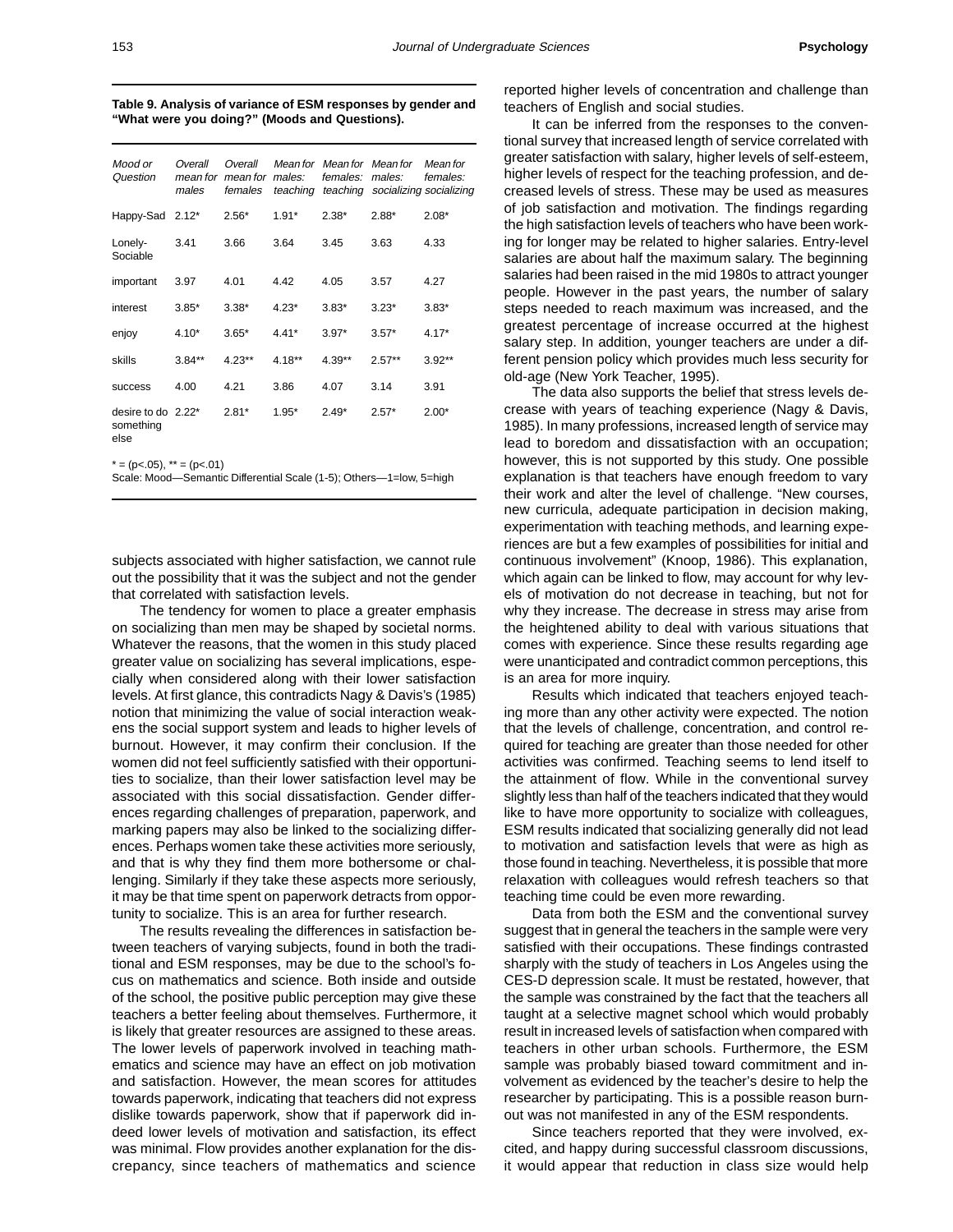**Table 9. Analysis of variance of ESM responses by gender and "What were you doing?" (Moods and Questions).**

| *Mood or Question* | *Overall mean for males* | *Overall mean for females* | *Mean for males: teaching* | *Mean for females: teaching* | *Mean for males: socializing* | *Mean for females: socializing* |
|---|---|---|---|---|---|---|
| Happy-Sad | 2.12* | 2.56* | 1.91* | 2.38* | 2.88* | 2.08* |
| Lonely-Sociable | 3.41 | 3.66 | 3.64 | 3.45 | 3.63 | 4.33 |
| important | 3.97 | 4.01 | 4.42 | 4.05 | 3.57 | 4.27 |
| interest | 3.85* | 3.38* | 4.23* | 3.83* | 3.23* | 3.83* |
| enjoy | 4.10* | 3.65* | 4.41* | 3.97* | 3.57* | 4.17* |
| skills | 3.84** | 4.23** | 4.18** | 4.39** | 2.57** | 3.92** |
| success | 4.00 | 4.21 | 3.86 | 4.07 | 3.14 | 3.91 |
| desire to do something else | 2.22* | 2.81* | 1.95* | 2.49* | 2.57* | 2.00* |

* = ($p<.05$), ** = ($p<.01$)
Scale: Mood—Semantic Differential Scale (1-5); Others—1=low, 5=high

subjects associated with higher satisfaction, we cannot rule out the possibility that it was the subject and not the gender that correlated with satisfaction levels.

The tendency for women to place a greater emphasis on socializing than men may be shaped by societal norms. Whatever the reasons, that the women in this study placed greater value on socializing has several implications, especially when considered along with their lower satisfaction levels. At first glance, this contradicts Nagy & Davis's (1985) notion that minimizing the value of social interaction weakens the social support system and leads to higher levels of burnout. However, it may confirm their conclusion. If the women did not feel sufficiently satisfied with their opportunities to socialize, than their lower satisfaction level may be associated with this social dissatisfaction. Gender differences regarding challenges of preparation, paperwork, and marking papers may also be linked to the socializing differences. Perhaps women take these activities more seriously, and that is why they find them more bothersome or challenging. Similarly if they take these aspects more seriously, it may be that time spent on paperwork detracts from opportunity to socialize. This is an area for further research.

The results revealing the differences in satisfaction between teachers of varying subjects, found in both the traditional and ESM responses, may be due to the school's focus on mathematics and science. Both inside and outside of the school, the positive public perception may give these teachers a better feeling about themselves. Furthermore, it is likely that greater resources are assigned to these areas. The lower levels of paperwork involved in teaching mathematics and science may have an effect on job motivation and satisfaction. However, the mean scores for attitudes towards paperwork, indicating that teachers did not express dislike towards paperwork, show that if paperwork did indeed lower levels of motivation and satisfaction, its effect was minimal. Flow provides another explanation for the discrepancy, since teachers of mathematics and science reported higher levels of concentration and challenge than teachers of English and social studies.

It can be inferred from the responses to the conventional survey that increased length of service correlated with greater satisfaction with salary, higher levels of self-esteem, higher levels of respect for the teaching profession, and decreased levels of stress. These may be used as measures of job satisfaction and motivation. The findings regarding the high satisfaction levels of teachers who have been working for longer may be related to higher salaries. Entry-level salaries are about half the maximum salary. The beginning salaries had been raised in the mid 1980s to attract younger people. However in the past years, the number of salary steps needed to reach maximum was increased, and the greatest percentage of increase occurred at the highest salary step. In addition, younger teachers are under a different pension policy which provides much less security for old-age (New York Teacher, 1995).

The data also supports the belief that stress levels decrease with years of teaching experience (Nagy & Davis, 1985). In many professions, increased length of service may lead to boredom and dissatisfaction with an occupation; however, this is not supported by this study. One possible explanation is that teachers have enough freedom to vary their work and alter the level of challenge. "New courses, new curricula, adequate participation in decision making, experimentation with teaching methods, and learning experiences are but a few examples of possibilities for initial and continuous involvement" (Knoop, 1986). This explanation, which again can be linked to flow, may account for why levels of motivation do not decrease in teaching, but not for why they increase. The decrease in stress may arise from the heightened ability to deal with various situations that comes with experience. Since these results regarding age were unanticipated and contradict common perceptions, this is an area for more inquiry.

Results which indicated that teachers enjoyed teaching more than any other activity were expected. The notion that the levels of challenge, concentration, and control required for teaching are greater than those needed for other activities was confirmed. Teaching seems to lend itself to the attainment of flow. While in the conventional survey slightly less than half of the teachers indicated that they would like to have more opportunity to socialize with colleagues, ESM results indicated that socializing generally did not lead to motivation and satisfaction levels that were as high as those found in teaching. Nevertheless, it is possible that more relaxation with colleagues would refresh teachers so that teaching time could be even more rewarding.

Data from both the ESM and the conventional survey suggest that in general the teachers in the sample were very satisfied with their occupations. These findings contrasted sharply with the study of teachers in Los Angeles using the CES-D depression scale. It must be restated, however, that the sample was constrained by the fact that the teachers all taught at a selective magnet school which would probably result in increased levels of satisfaction when compared with teachers in other urban schools. Furthermore, the ESM sample was probably biased toward commitment and involvement as evidenced by the teacher's desire to help the researcher by participating. This is a possible reason burnout was not manifested in any of the ESM respondents.

Since teachers reported that they were involved, excited, and happy during successful classroom discussions, it would appear that reduction in class size would help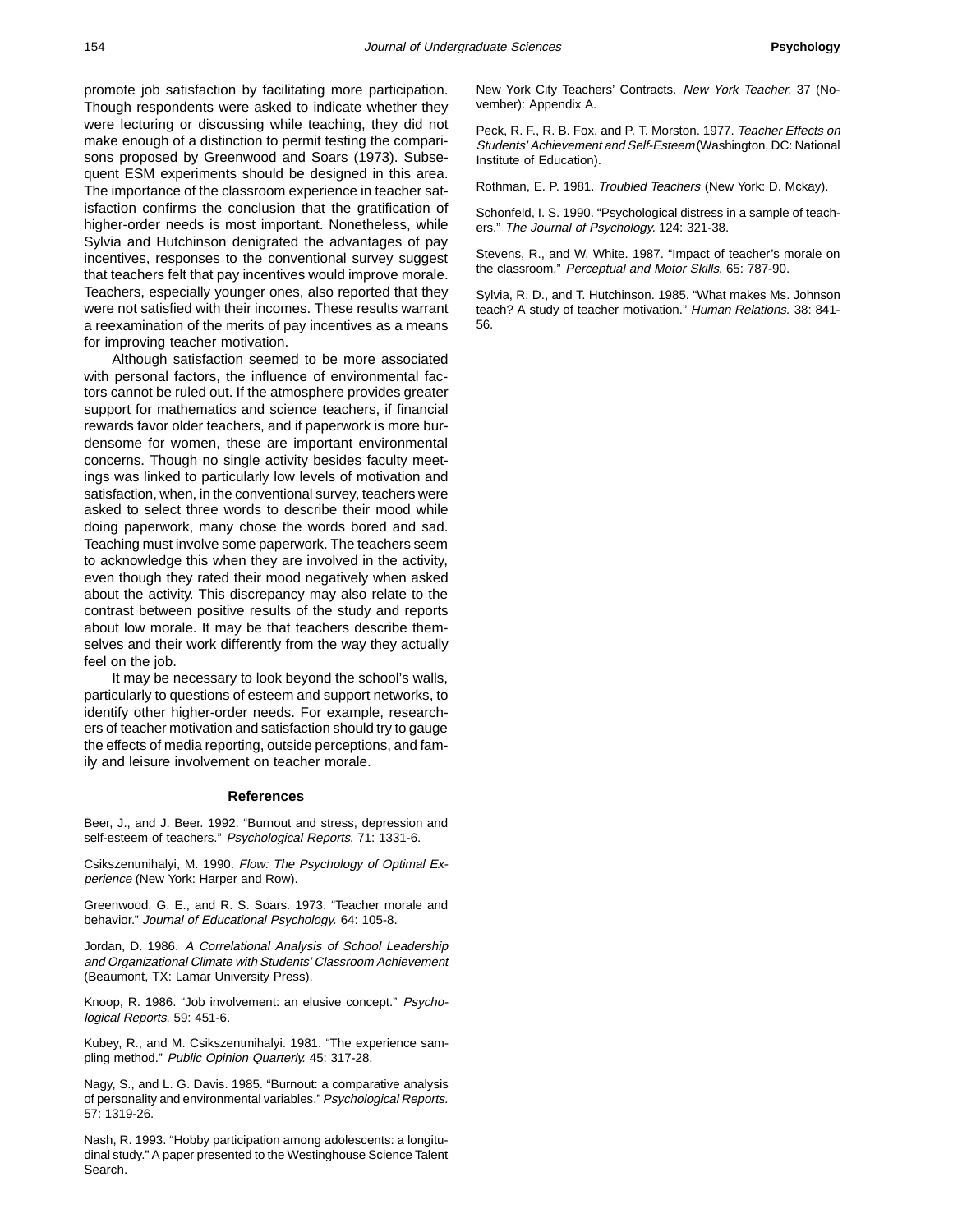promote job satisfaction by facilitating more participation. Though respondents were asked to indicate whether they were lecturing or discussing while teaching, they did not make enough of a distinction to permit testing the comparisons proposed by Greenwood and Soars (1973). Subsequent ESM experiments should be designed in this area. The importance of the classroom experience in teacher satisfaction confirms the conclusion that the gratification of higher-order needs is most important. Nonetheless, while Sylvia and Hutchinson denigrated the advantages of pay incentives, responses to the conventional survey suggest that teachers felt that pay incentives would improve morale. Teachers, especially younger ones, also reported that they were not satisfied with their incomes. These results warrant a reexamination of the merits of pay incentives as a means for improving teacher motivation.

Although satisfaction seemed to be more associated with personal factors, the influence of environmental factors cannot be ruled out. If the atmosphere provides greater support for mathematics and science teachers, if financial rewards favor older teachers, and if paperwork is more burdensome for women, these are important environmental concerns. Though no single activity besides faculty meetings was linked to particularly low levels of motivation and satisfaction, when, in the conventional survey, teachers were asked to select three words to describe their mood while doing paperwork, many chose the words bored and sad. Teaching must involve some paperwork. The teachers seem to acknowledge this when they are involved in the activity, even though they rated their mood negatively when asked about the activity. This discrepancy may also relate to the contrast between positive results of the study and reports about low morale. It may be that teachers describe themselves and their work differently from the way they actually feel on the job.

It may be necessary to look beyond the school's walls, particularly to questions of esteem and support networks, to identify other higher-order needs. For example, researchers of teacher motivation and satisfaction should try to gauge the effects of media reporting, outside perceptions, and family and leisure involvement on teacher morale.

## References

Beer, J., and J. Beer. 1992. "Burnout and stress, depression and self-esteem of teachers." *Psychological Reports.* 71: 1331-6.

Csikszentmihalyi, M. 1990. *Flow: The Psychology of Optimal Experience* (New York: Harper and Row).

Greenwood, G. E., and R. S. Soars. 1973. "Teacher morale and behavior." *Journal of Educational Psychology.* 64: 105-8.

Jordan, D. 1986. *A Correlational Analysis of School Leadership and Organizational Climate with Students' Classroom Achievement* (Beaumont, TX: Lamar University Press).

Knoop, R. 1986. "Job involvement: an elusive concept." *Psychological Reports.* 59: 451-6.

Kubey, R., and M. Csikszentmihalyi. 1981. "The experience sampling method." *Public Opinion Quarterly.* 45: 317-28.

Nagy, S., and L. G. Davis. 1985. "Burnout: a comparative analysis of personality and environmental variables." *Psychological Reports.* 57: 1319-26.

Nash, R. 1993. "Hobby participation among adolescents: a longitudinal study." A paper presented to the Westinghouse Science Talent Search.

New York City Teachers' Contracts. *New York Teacher.* 37 (November): Appendix A.

Peck, R. F., R. B. Fox, and P. T. Morston. 1977. *Teacher Effects on Students' Achievement and Self-Esteem* (Washington, DC: National Institute of Education).

Rothman, E. P. 1981. *Troubled Teachers* (New York: D. Mckay).

Schonfeld, I. S. 1990. "Psychological distress in a sample of teachers." *The Journal of Psychology.* 124: 321-38.

Stevens, R., and W. White. 1987. "Impact of teacher's morale on the classroom." *Perceptual and Motor Skills.* 65: 787-90.

Sylvia, R. D., and T. Hutchinson. 1985. "What makes Ms. Johnson teach? A study of teacher motivation." *Human Relations.* 38: 841-56.